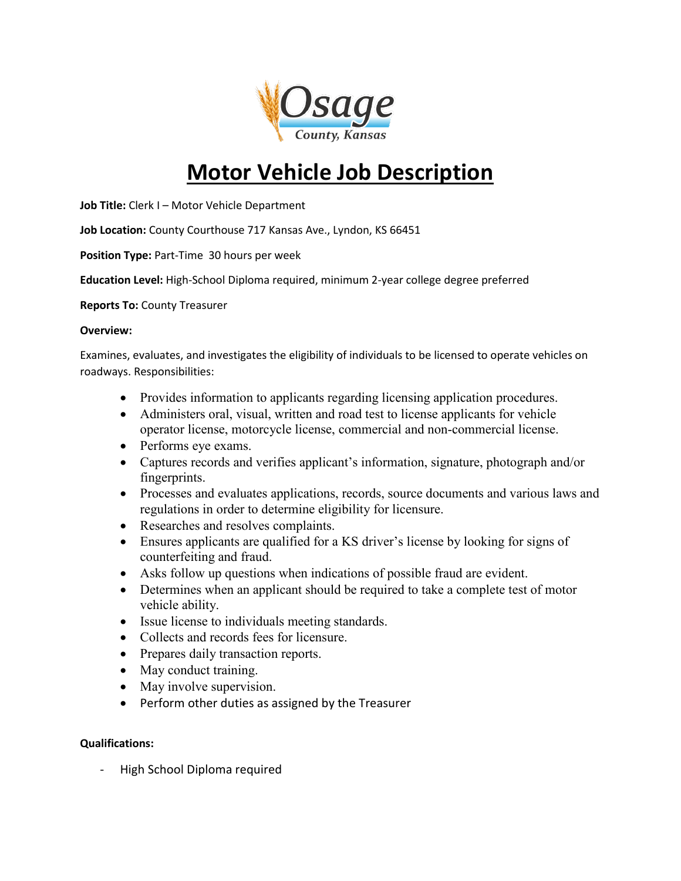Osage County, Kansas

# Motor Vehicle Job Description

**Job Title:** Clerk I – Motor Vehicle Department

**Job Location:** County Courthouse 717 Kansas Ave., Lyndon, KS 66451

**Position Type:** Part-Time 30 hours per week

**Education Level:** High-School Diploma required, minimum 2-year college degree preferred

**Reports To:** County Treasurer

**Overview:**

Examines, evaluates, and investigates the eligibility of individuals to be licensed to operate vehicles on roadways. Responsibilities:

- Provides information to applicants regarding licensing application procedures.
- Administers oral, visual, written and road test to license applicants for vehicle operator license, motorcycle license, commercial and non-commercial license.
- Performs eye exams.
- Captures records and verifies applicant's information, signature, photograph and/or fingerprints.
- Processes and evaluates applications, records, source documents and various laws and regulations in order to determine eligibility for licensure.
- Researches and resolves complaints.
- Ensures applicants are qualified for a KS driver's license by looking for signs of counterfeiting and fraud.
- Asks follow up questions when indications of possible fraud are evident.
- Determines when an applicant should be required to take a complete test of motor vehicle ability.
- Issue license to individuals meeting standards.
- Collects and records fees for licensure.
- Prepares daily transaction reports.
- May conduct training.
- May involve supervision.
- Perform other duties as assigned by the Treasurer

**Qualifications:**

- High School Diploma required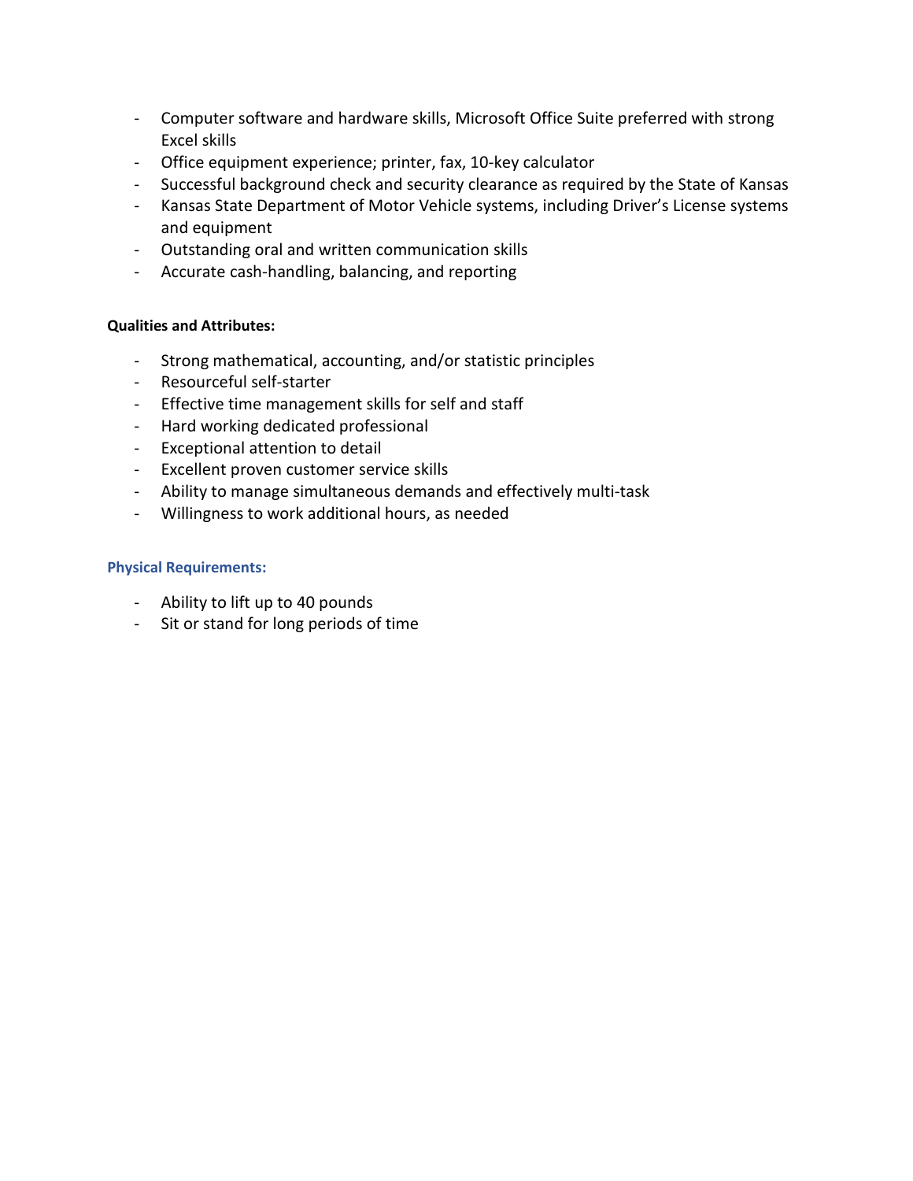- Computer software and hardware skills, Microsoft Office Suite preferred with strong Excel skills
- Office equipment experience; printer, fax, 10-key calculator
- Successful background check and security clearance as required by the State of Kansas
- Kansas State Department of Motor Vehicle systems, including Driver's License systems and equipment
- Outstanding oral and written communication skills
- Accurate cash-handling, balancing, and reporting

**Qualities and Attributes:**

- Strong mathematical, accounting, and/or statistic principles
- Resourceful self-starter
- Effective time management skills for self and staff
- Hard working dedicated professional
- Exceptional attention to detail
- Excellent proven customer service skills
- Ability to manage simultaneous demands and effectively multi-task
- Willingness to work additional hours, as needed

**Physical Requirements:**

- Ability to lift up to 40 pounds
- Sit or stand for long periods of time